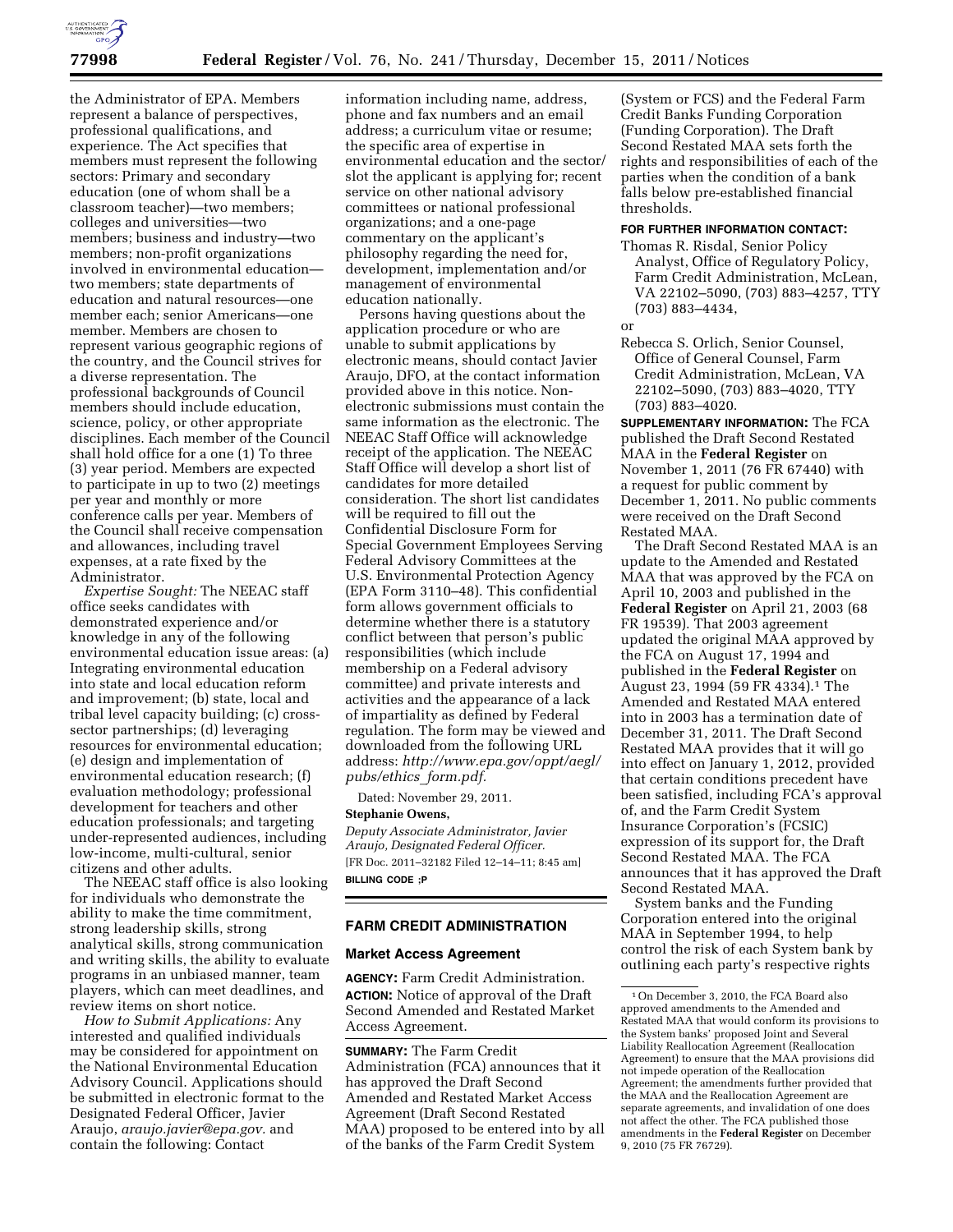the Administrator of EPA. Members represent a balance of perspectives, professional qualifications, and experience. The Act specifies that members must represent the following sectors: Primary and secondary education (one of whom shall be a classroom teacher)—two members; colleges and universities—two members; business and industry—two members; non-profit organizations involved in environmental education—two members; state departments of education and natural resources—one member each; senior Americans—one member. Members are chosen to represent various geographic regions of the country, and the Council strives for a diverse representation. The professional backgrounds of Council members should include education, science, policy, or other appropriate disciplines. Each member of the Council shall hold office for a one (1) To three (3) year period. Members are expected to participate in up to two (2) meetings per year and monthly or more conference calls per year. Members of the Council shall receive compensation and allowances, including travel expenses, at a rate fixed by the Administrator.

*Expertise Sought:* The NEEAC staff office seeks candidates with demonstrated experience and/or knowledge in any of the following environmental education issue areas: (a) Integrating environmental education into state and local education reform and improvement; (b) state, local and tribal level capacity building; (c) cross-sector partnerships; (d) leveraging resources for environmental education; (e) design and implementation of environmental education research; (f) evaluation methodology; professional development for teachers and other education professionals; and targeting under-represented audiences, including low-income, multi-cultural, senior citizens and other adults.

The NEEAC staff office is also looking for individuals who demonstrate the ability to make the time commitment, strong leadership skills, strong analytical skills, strong communication and writing skills, the ability to evaluate programs in an unbiased manner, team players, which can meet deadlines, and review items on short notice.

*How to Submit Applications:* Any interested and qualified individuals may be considered for appointment on the National Environmental Education Advisory Council. Applications should be submitted in electronic format to the Designated Federal Officer, Javier Araujo, *araujo.javier@epa.gov.* and contain the following: Contact information including name, address, phone and fax numbers and an email address; a curriculum vitae or resume; the specific area of expertise in environmental education and the sector/slot the applicant is applying for; recent service on other national advisory committees or national professional organizations; and a one-page commentary on the applicant's philosophy regarding the need for, development, implementation and/or management of environmental education nationally.

Persons having questions about the application procedure or who are unable to submit applications by electronic means, should contact Javier Araujo, DFO, at the contact information provided above in this notice. Non-electronic submissions must contain the same information as the electronic. The NEEAC Staff Office will acknowledge receipt of the application. The NEEAC Staff Office will develop a short list of candidates for more detailed consideration. The short list candidates will be required to fill out the Confidential Disclosure Form for Special Government Employees Serving Federal Advisory Committees at the U.S. Environmental Protection Agency (EPA Form 3110–48). This confidential form allows government officials to determine whether there is a statutory conflict between that person's public responsibilities (which include membership on a Federal advisory committee) and private interests and activities and the appearance of a lack of impartiality as defined by Federal regulation. The form may be viewed and downloaded from the following URL address: *http://www.epa.gov/oppt/aegl/pubs/ethics_form.pdf.*

Dated: November 29, 2011.

**Stephanie Owens,**

*Deputy Associate Administrator, Javier Araujo, Designated Federal Officer.*

[FR Doc. 2011–32182 Filed 12–14–11; 8:45 am]

**BILLING CODE ;P**

## FARM CREDIT ADMINISTRATION

### Market Access Agreement

**AGENCY:** Farm Credit Administration.

**ACTION:** Notice of approval of the Draft Second Amended and Restated Market Access Agreement.

**SUMMARY:** The Farm Credit Administration (FCA) announces that it has approved the Draft Second Amended and Restated Market Access Agreement (Draft Second Restated MAA) proposed to be entered into by all of the banks of the Farm Credit System (System or FCS) and the Federal Farm Credit Banks Funding Corporation (Funding Corporation). The Draft Second Restated MAA sets forth the rights and responsibilities of each of the parties when the condition of a bank falls below pre-established financial thresholds.

**FOR FURTHER INFORMATION CONTACT:**

Thomas R. Risdal, Senior Policy Analyst, Office of Regulatory Policy, Farm Credit Administration, McLean, VA 22102–5090, (703) 883–4257, TTY (703) 883–4434,

or

Rebecca S. Orlich, Senior Counsel, Office of General Counsel, Farm Credit Administration, McLean, VA 22102–5090, (703) 883–4020, TTY (703) 883–4020.

**SUPPLEMENTARY INFORMATION:** The FCA published the Draft Second Restated MAA in the **Federal Register** on November 1, 2011 (76 FR 67440) with a request for public comment by December 1, 2011. No public comments were received on the Draft Second Restated MAA.

The Draft Second Restated MAA is an update to the Amended and Restated MAA that was approved by the FCA on April 10, 2003 and published in the **Federal Register** on April 21, 2003 (68 FR 19539). That 2003 agreement updated the original MAA approved by the FCA on August 17, 1994 and published in the **Federal Register** on August 23, 1994 (59 FR 4334).[1] The Amended and Restated MAA entered into in 2003 has a termination date of December 31, 2011. The Draft Second Restated MAA provides that it will go into effect on January 1, 2012, provided that certain conditions precedent have been satisfied, including FCA's approval of, and the Farm Credit System Insurance Corporation's (FCSIC) expression of its support for, the Draft Second Restated MAA. The FCA announces that it has approved the Draft Second Restated MAA.

System banks and the Funding Corporation entered into the original MAA in September 1994, to help control the risk of each System bank by outlining each party's respective rights

[1] On December 3, 2010, the FCA Board also approved amendments to the Amended and Restated MAA that would conform its provisions to the System banks' proposed Joint and Several Liability Reallocation Agreement (Reallocation Agreement) to ensure that the MAA provisions did not impede operation of the Reallocation Agreement; the amendments further provided that the MAA and the Reallocation Agreement are separate agreements, and invalidation of one does not affect the other. The FCA published those amendments in the **Federal Register** on December 9, 2010 (75 FR 76729).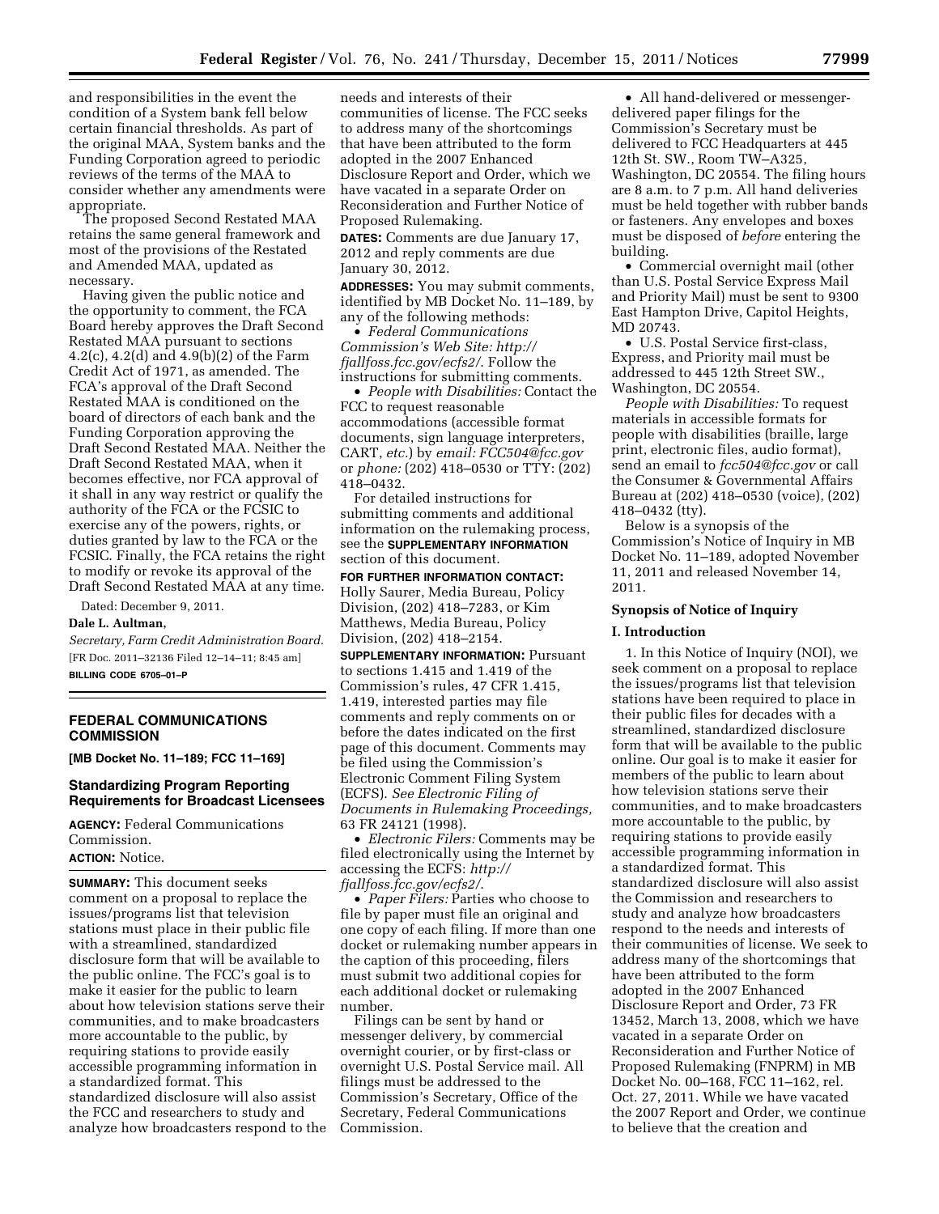and responsibilities in the event the condition of a System bank fell below certain financial thresholds. As part of the original MAA, System banks and the Funding Corporation agreed to periodic reviews of the terms of the MAA to consider whether any amendments were appropriate.

The proposed Second Restated MAA retains the same general framework and most of the provisions of the Restated and Amended MAA, updated as necessary.

Having given the public notice and the opportunity to comment, the FCA Board hereby approves the Draft Second Restated MAA pursuant to sections 4.2(c), 4.2(d) and 4.9(b)(2) of the Farm Credit Act of 1971, as amended. The FCA's approval of the Draft Second Restated MAA is conditioned on the board of directors of each bank and the Funding Corporation approving the Draft Second Restated MAA. Neither the Draft Second Restated MAA, when it becomes effective, nor FCA approval of it shall in any way restrict or qualify the authority of the FCA or the FCSIC to exercise any of the powers, rights, or duties granted by law to the FCA or the FCSIC. Finally, the FCA retains the right to modify or revoke its approval of the Draft Second Restated MAA at any time.

Dated: December 9, 2011.

**Dale L. Aultman,**

*Secretary, Farm Credit Administration Board.*

[FR Doc. 2011–32136 Filed 12–14–11; 8:45 am]

**BILLING CODE 6705–01–P**

## FEDERAL COMMUNICATIONS COMMISSION

**[MB Docket No. 11–189; FCC 11–169]**

### Standardizing Program Reporting Requirements for Broadcast Licensees

**AGENCY:** Federal Communications Commission.

**ACTION:** Notice.

**SUMMARY:** This document seeks comment on a proposal to replace the issues/programs list that television stations must place in their public file with a streamlined, standardized disclosure form that will be available to the public online. The FCC's goal is to make it easier for the public to learn about how television stations serve their communities, and to make broadcasters more accountable to the public, by requiring stations to provide easily accessible programming information in a standardized format. This standardized disclosure will also assist the FCC and researchers to study and analyze how broadcasters respond to the needs and interests of their communities of license. The FCC seeks to address many of the shortcomings that have been attributed to the form adopted in the 2007 Enhanced Disclosure Report and Order, which we have vacated in a separate Order on Reconsideration and Further Notice of Proposed Rulemaking.

**DATES:** Comments are due January 17, 2012 and reply comments are due January 30, 2012.

**ADDRESSES:** You may submit comments, identified by MB Docket No. 11–189, by any of the following methods:

- *Federal Communications Commission's Web Site: http://fjallfoss.fcc.gov/ecfs2/.* Follow the instructions for submitting comments.
- *People with Disabilities:* Contact the FCC to request reasonable accommodations (accessible format documents, sign language interpreters, CART, *etc.*) by *email: FCC504@fcc.gov* or *phone:* (202) 418–0530 or TTY: (202) 418–0432.

For detailed instructions for submitting comments and additional information on the rulemaking process, see the **SUPPLEMENTARY INFORMATION** section of this document.

**FOR FURTHER INFORMATION CONTACT:** Holly Saurer, Media Bureau, Policy Division, (202) 418–7283, or Kim Matthews, Media Bureau, Policy Division, (202) 418–2154.

**SUPPLEMENTARY INFORMATION:** Pursuant to sections 1.415 and 1.419 of the Commission's rules, 47 CFR 1.415, 1.419, interested parties may file comments and reply comments on or before the dates indicated on the first page of this document. Comments may be filed using the Commission's Electronic Comment Filing System (ECFS). *See Electronic Filing of Documents in Rulemaking Proceedings,* 63 FR 24121 (1998).

- *Electronic Filers:* Comments may be filed electronically using the Internet by accessing the ECFS: *http://fjallfoss.fcc.gov/ecfs2/.*
- *Paper Filers:* Parties who choose to file by paper must file an original and one copy of each filing. If more than one docket or rulemaking number appears in the caption of this proceeding, filers must submit two additional copies for each additional docket or rulemaking number.

Filings can be sent by hand or messenger delivery, by commercial overnight courier, or by first-class or overnight U.S. Postal Service mail. All filings must be addressed to the Commission's Secretary, Office of the Secretary, Federal Communications Commission.

- All hand-delivered or messenger-delivered paper filings for the Commission's Secretary must be delivered to FCC Headquarters at 445 12th St. SW., Room TW–A325, Washington, DC 20554. The filing hours are 8 a.m. to 7 p.m. All hand deliveries must be held together with rubber bands or fasteners. Any envelopes and boxes must be disposed of *before* entering the building.
- Commercial overnight mail (other than U.S. Postal Service Express Mail and Priority Mail) must be sent to 9300 East Hampton Drive, Capitol Heights, MD 20743.
- U.S. Postal Service first-class, Express, and Priority mail must be addressed to 445 12th Street SW., Washington, DC 20554.

*People with Disabilities:* To request materials in accessible formats for people with disabilities (braille, large print, electronic files, audio format), send an email to *fcc504@fcc.gov* or call the Consumer & Governmental Affairs Bureau at (202) 418–0530 (voice), (202) 418–0432 (tty).

Below is a synopsis of the Commission's Notice of Inquiry in MB Docket No. 11–189, adopted November 11, 2011 and released November 14, 2011.

### Synopsis of Notice of Inquiry

#### I. Introduction

1. In this Notice of Inquiry (NOI), we seek comment on a proposal to replace the issues/programs list that television stations have been required to place in their public files for decades with a streamlined, standardized disclosure form that will be available to the public online. Our goal is to make it easier for members of the public to learn about how television stations serve their communities, and to make broadcasters more accountable to the public, by requiring stations to provide easily accessible programming information in a standardized format. This standardized disclosure will also assist the Commission and researchers to study and analyze how broadcasters respond to the needs and interests of their communities of license. We seek to address many of the shortcomings that have been attributed to the form adopted in the 2007 Enhanced Disclosure Report and Order, 73 FR 13452, March 13, 2008, which we have vacated in a separate Order on Reconsideration and Further Notice of Proposed Rulemaking (FNPRM) in MB Docket No. 00–168, FCC 11–162, rel. Oct. 27, 2011. While we have vacated the 2007 Report and Order, we continue to believe that the creation and